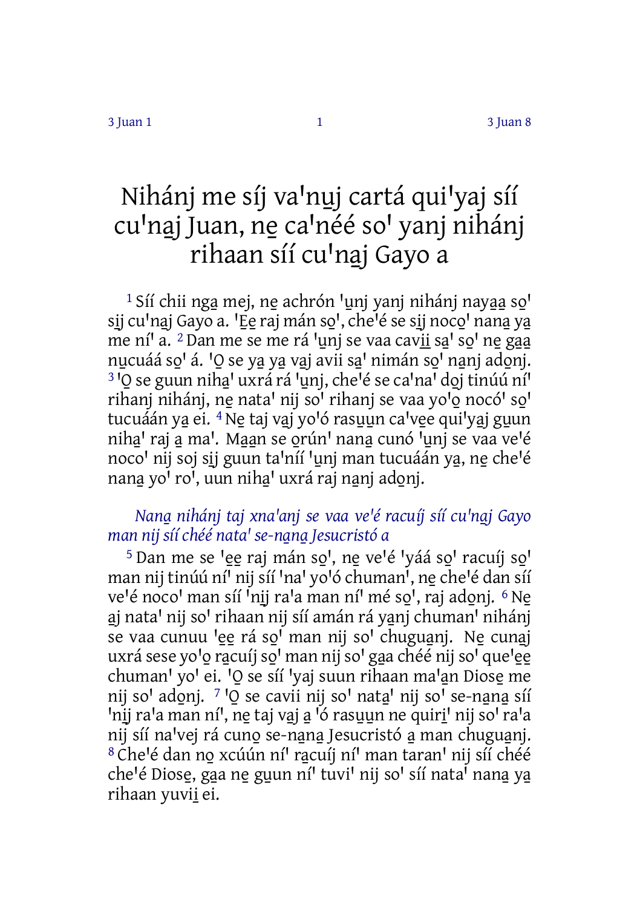# Nihánj me síj vaꞌnu̱j cartá quiꞌyaj síí cuꞌna̱j Juan, ne̱ caꞌnéé soꞌ yanj nihánj rihaan síí cuꞌna̱j Gayo a

1 Síí chii nga̱ mej, ne̱ achrón ꞌu̱nj yanj nihánj naya̱a̱ so̱ꞌ si̱j cuꞌna̱j Gayo a. ꞌE̱e̱ raj mán so̱ꞌ, cheꞌé se si̱j noco̱ꞌ nana̱ ya̱ me níꞌ a. 2 Dan me se me rá ꞌu̱nj se vaa cavii̱ sa̱ꞌ so̱ꞌ ne̱ ga̱a̱ nu̱cuáá so̱ꞌ á. ꞌO̱ se ya̱ ya̱ va̱j avii sa̱ꞌ nimán so̱ꞌ na̱nj ado̱nj. 3 ꞌO̱ se guun niha̱ꞌ uxrá rá ꞌu̱nj, cheꞌé se caꞌnaꞌ do̱j tinúú níꞌ rihanj nihánj, ne̱ nataꞌ nij soꞌ rihanj se vaa yoꞌo̱ nocóꞌ so̱ꞌ tucuáán ya̱ ei. 4 Ne̱ taj va̱j yoꞌó rasu̱u̱n caꞌve̱e quiꞌya̱j gu̱un niha̱ꞌ raj a̱ maꞌ. Ma̱a̱n se o̱rúnꞌ nana̱ cunó ꞌu̱nj se vaa veꞌé nocoꞌ nij soj si̱j guun taꞌníí ꞌu̱nj man tucuáán ya̱, ne̱ cheꞌé nana̱ yoꞌ roꞌ, uun niha̱ꞌ uxrá raj na̱nj ado̱nj.

*Nana̱ nihánj taj xnaꞌanj se vaa veꞌé racuíj síí cuꞌna̱j Gayo man nij síí chéé nataꞌ se-na̱na̱ Jesucristó a*

5 Dan me se ꞌe̱e̱ raj mán so̱ꞌ, ne̱ veꞌé ꞌyáá so̱ꞌ racuíj so̱ꞌ man nij tinúú níꞌ nij síí ꞌnaꞌ yoꞌó chumanꞌ, ne̱ cheꞌé dan síí veꞌé nocoꞌ man síí ꞌni̱j raꞌa man níꞌ mé so̱ꞌ, raj ado̱nj. 6 Ne̱ a̱j nataꞌ nij soꞌ rihaan nij síí amán rá ya̱nj chumanꞌ nihánj se vaa cunuu ꞌe̱e̱ rá so̱ꞌ man nij soꞌ chugua̱nj. Ne̱ cuna̱j uxrá sese yoꞌo̱ ra̱cuíj so̱ꞌ man nij soꞌ ga̱a chéé nij soꞌ queꞌe̱e̱ chumanꞌ yoꞌ ei. ꞌO̱ se síí ꞌyaj suun rihaan maꞌa̱n Diose̱ me nij soꞌ ado̱nj. 7 ꞌO̱ se cavii nij soꞌ nata̱ꞌ nij soꞌ se-na̱na̱ síí ꞌni̱j raꞌa man níꞌ, ne̱ taj va̱j a̱ ꞌó rasu̱u̱n ne quiri̱ꞌ nij soꞌ raꞌa nij síí naꞌvej rá cuno̱ se-na̱na̱ Jesucristó a̱ man chugua̱nj. 8 Cheꞌé dan no̱ xcúún níꞌ ra̱cuíj níꞌ man taranꞌ nij síí chéé cheꞌé Diose̱, ga̱a ne̱ gu̱un níꞌ tuviꞌ nij soꞌ síí nataꞌ nana̱ ya̱ rihaan yuvii̱ ei.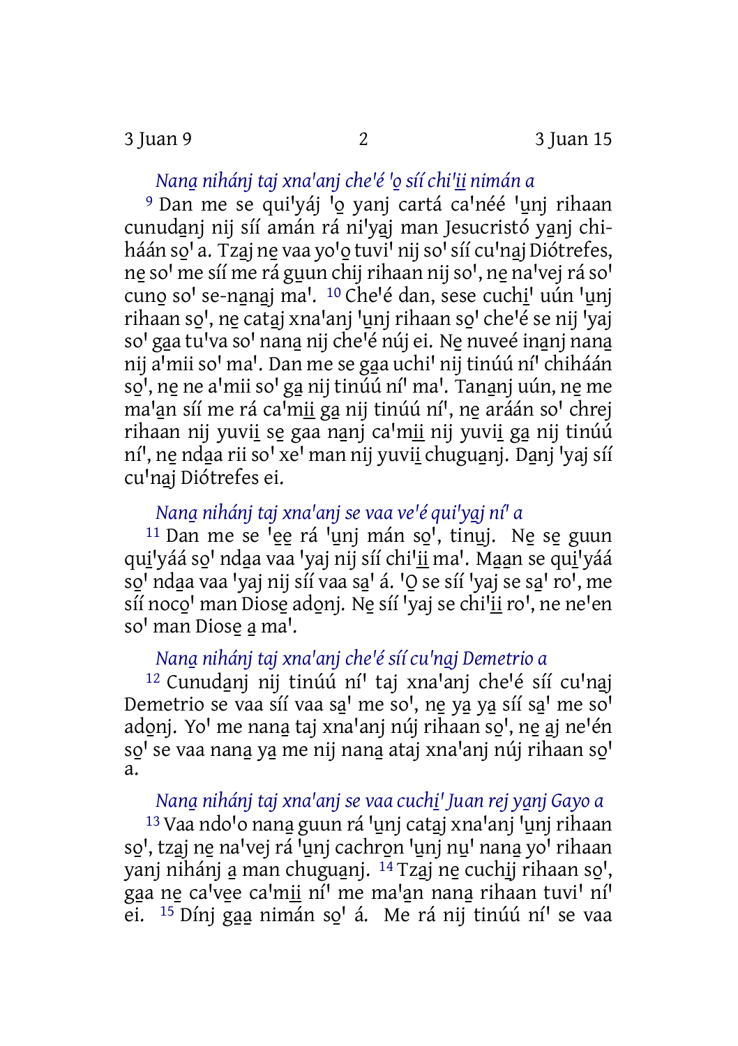*Nana̱ nihánj taj xna'anj che'é 'o̱ síí chi'i̱i̱ nimán a*

9 Dan me se qui'yáj 'o̱ yanj cartá ca'néé 'u̱nj rihaan cunuda̱nj nij síí amán rá ni'ya̱j man Jesucristó ya̱nj chiháán so̱' a. Tza̱j ne̱ vaa yo'o̱ tuvi' nij so' síí cu'na̱j Diótrefes, ne̱ so' me síí me rá gu̱un chij rihaan nij so', ne̱ na'vej rá so' cuno̱ so' se-na̱na̱j ma'. 10 Che'é dan, sese cuchi̱' uún 'u̱nj rihaan so̱', ne̱ cata̱j xna'anj 'u̱nj rihaan so̱' che'é se nij 'yaj so' ga̱a tu'va so' nana̱ nij che'é núj ei. Ne̱ nuveé ina̱nj nana̱ nij a'mii so' ma'. Dan me se ga̱a uchi' nij tinúú ní' chiháán so̱', ne̱ ne a'mii so' ga̱ nij tinúú ní' ma'. Tana̱nj uún, ne̱ me ma'a̱n síí me rá ca'mi̱i̱ ga̱ nij tinúú ní', ne̱ aráán so' chrej rihaan nij yuvi̱i̱ se̱ gaa na̱nj ca'mi̱i̱ nij yuvi̱i̱ ga̱ nij tinúú ní', ne̱ nda̱a rii so' xe' man nij yuvi̱i̱ chugua̱nj. Da̱nj 'yaj síí cu'na̱j Diótrefes ei.

*Nana̱ nihánj taj xna'anj se vaa ve'é qui'ya̱j ní' a*

11 Dan me se 'e̱e̱ rá 'u̱nj mán so̱', tinu̱j. Ne̱ se̱ guun qui̱'yáá so̱' nda̱a vaa 'yaj nij síí chi'i̱i̱ ma'. Ma̱an se qui̱'yáá so̱' nda̱a vaa 'yaj nij síí vaa sa̱' á. 'O̱ se síí 'yaj se sa̱' ro', me síí noco̱' man Diose̱ ado̱nj. Ne̱ síí 'yaj se chi'i̱i̱ ro', ne ne'en so' man Diose̱ a̱ ma'.

*Nana̱ nihánj taj xna'anj che'é síí cu'na̱j Demetrio a*

12 Cunuda̱nj nij tinúú ní' taj xna'anj che'é síí cu'na̱j Demetrio se vaa síí vaa sa̱' me so', ne̱ ya̱ ya̱ síí sa̱' me so' ado̱nj. Yo' me nana̱ taj xna'anj núj rihaan so̱', ne̱ a̱j ne'én so̱' se vaa nana̱ ya̱ me nij nana̱ ataj xna'anj núj rihaan so̱' a.

*Nana̱ nihánj taj xna'anj se vaa cuchi̱' Juan rej ya̱nj Gayo a*

13 Vaa ndo'o nana̱ guun rá 'u̱nj cata̱j xna'anj 'u̱nj rihaan so̱', tza̱j ne̱ na'vej rá 'u̱nj cachro̱n 'u̱nj nu̱' nana̱ yo' rihaan yanj nihánj a̱ man chugua̱nj. 14 Tza̱j ne̱ cuchi̱j rihaan so̱', ga̱a ne̱ ca've̱e ca'mi̱i̱ ní' me ma'a̱n nana̱ rihaan tuvi' ní' ei. 15 Dínj ga̱a̱ nimán so̱' á. Me rá nij tinúú ní' se vaa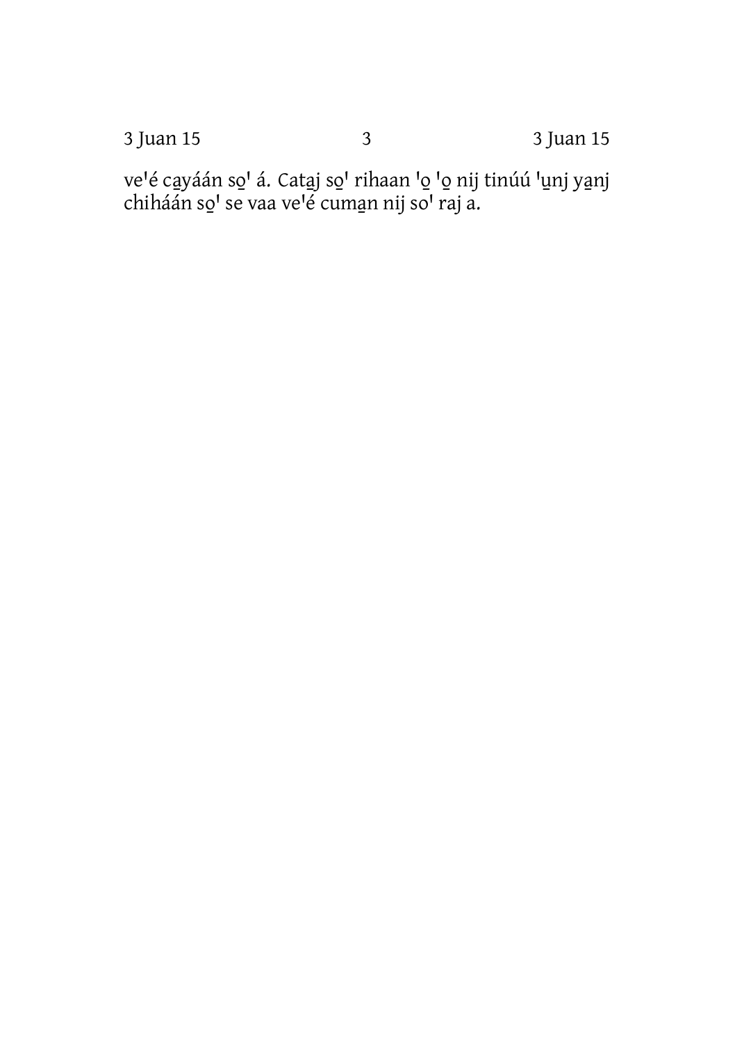ve'é ca̱yáán so̱' á. Cata̱j so̱' rihaan 'o̱ 'o̱ nij tinúú 'u̱nj ya̱nj chiháán so̱' se vaa ve'é cuma̱n nij so' raj a.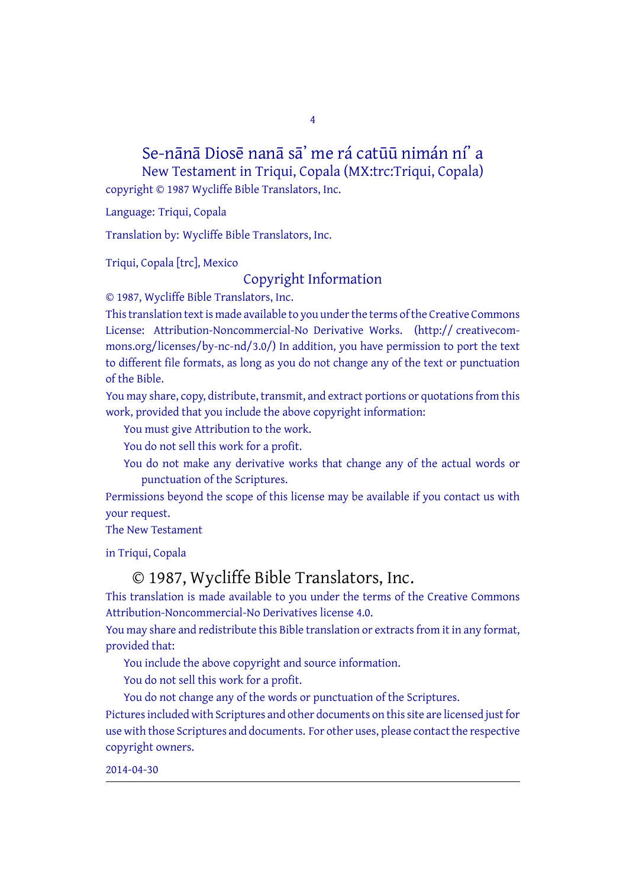## Se-nānā Diosē nanā sā’ me rá catūū nimán ní’ a

New Testament in Triqui, Copala (MX:trc:Triqui, Copala)

copyright © 1987 Wycliffe Bible Translators, Inc.

Language: Triqui, Copala

Translation by: Wycliffe Bible Translators, Inc.

Triqui, Copala [trc], Mexico

### Copyright Information

© 1987, Wycliffe Bible Translators, Inc.

This translation text is made available to you under the terms of the Creative Commons License: Attribution-Noncommercial-No Derivative Works. (http:// creativecommons.org/licenses/by-nc-nd/3.0/) In addition, you have permission to port the text to different file formats, as long as you do not change any of the text or punctuation of the Bible.

You may share, copy, distribute, transmit, and extract portions or quotations from this work, provided that you include the above copyright information:

You must give Attribution to the work.

You do not sell this work for a profit.

You do not make any derivative works that change any of the actual words or punctuation of the Scriptures.

Permissions beyond the scope of this license may be available if you contact us with your request.

The New Testament

in Triqui, Copala

## © 1987, Wycliffe Bible Translators, Inc.

This translation is made available to you under the terms of the Creative Commons Attribution-Noncommercial-No Derivatives license 4.0.

You may share and redistribute this Bible translation or extracts from it in any format, provided that:

You include the above copyright and source information.

You do not sell this work for a profit.

You do not change any of the words or punctuation of the Scriptures.

Pictures included with Scriptures and other documents on this site are licensed just for use with those Scriptures and documents. For other uses, please contact the respective copyright owners.

2014-04-30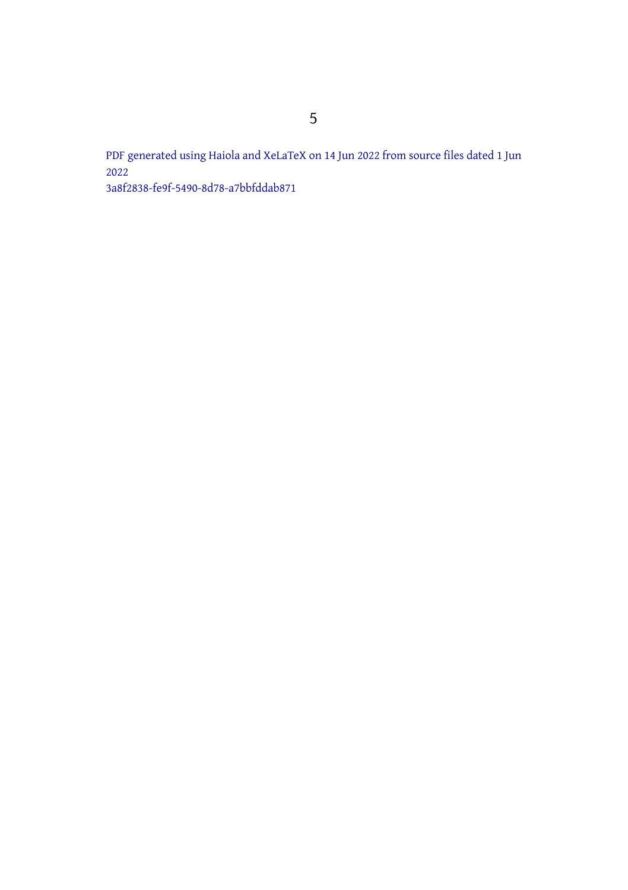PDF generated using Haiola and XeLaTeX on 14 Jun 2022 from source files dated 1 Jun 2022

3a8f2838-fe9f-5490-8d78-a7bbfddab871